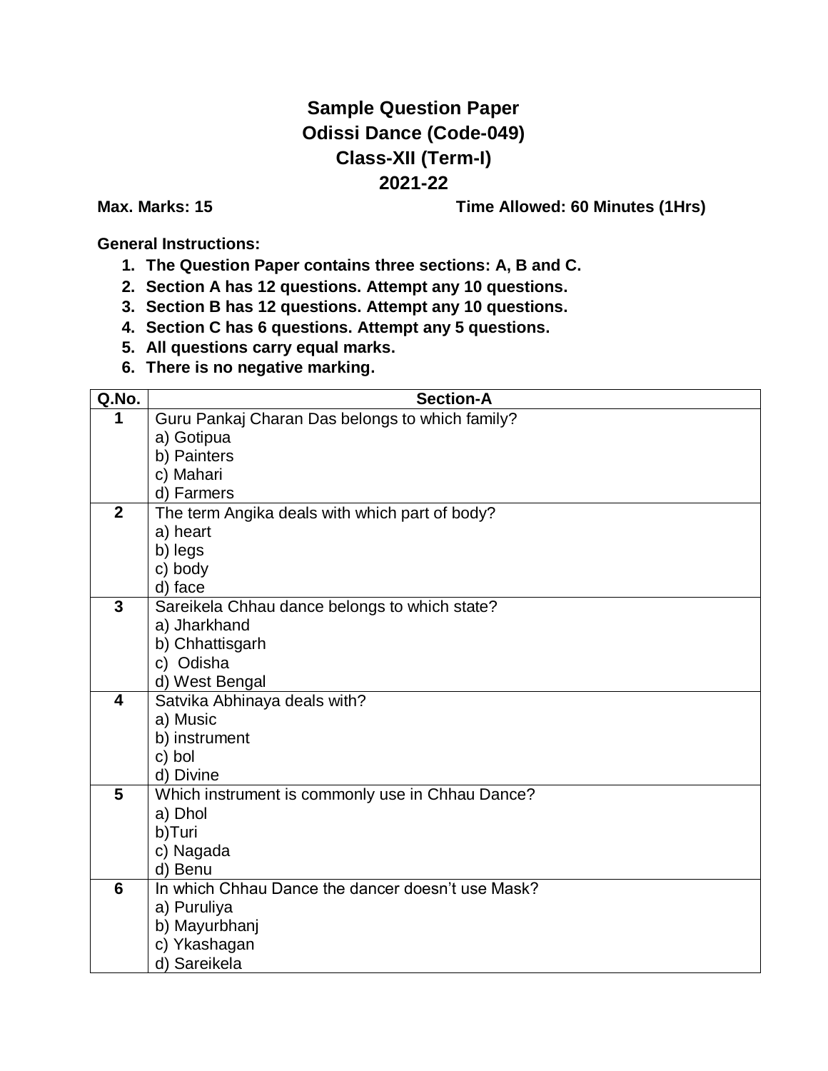# Sample Question Paper
# Odissi Dance (Code-049)
# Class-XII (Term-I)
# 2021-22

**Max. Marks: 15** **Time Allowed: 60 Minutes (1Hrs)**

**General Instructions:**

1. **The Question Paper contains three sections: A, B and C.**
2. **Section A has 12 questions. Attempt any 10 questions.**
3. **Section B has 12 questions. Attempt any 10 questions.**
4. **Section C has 6 questions. Attempt any 5 questions.**
5. **All questions carry equal marks.**
6. **There is no negative marking.**

| Q.No. | Section-A |
|---|---|
| 1 | Guru Pankaj Charan Das belongs to which family?<br>a) Gotipua<br>b) Painters<br>c) Mahari<br>d) Farmers |
| 2 | The term Angika deals with which part of body?<br>a) heart<br>b) legs<br>c) body<br>d) face |
| 3 | Sareikela Chhau dance belongs to which state?<br>a) Jharkhand<br>b) Chhattisgarh<br>c) Odisha<br>d) West Bengal |
| 4 | Satvika Abhinaya deals with?<br>a) Music<br>b) instrument<br>c) bol<br>d) Divine |
| 5 | Which instrument is commonly use in Chhau Dance?<br>a) Dhol<br>b)Turi<br>c) Nagada<br>d) Benu |
| 6 | In which Chhau Dance the dancer doesn't use Mask?<br>a) Puruliya<br>b) Mayurbhanj<br>c) Ykashagan<br>d) Sareikela |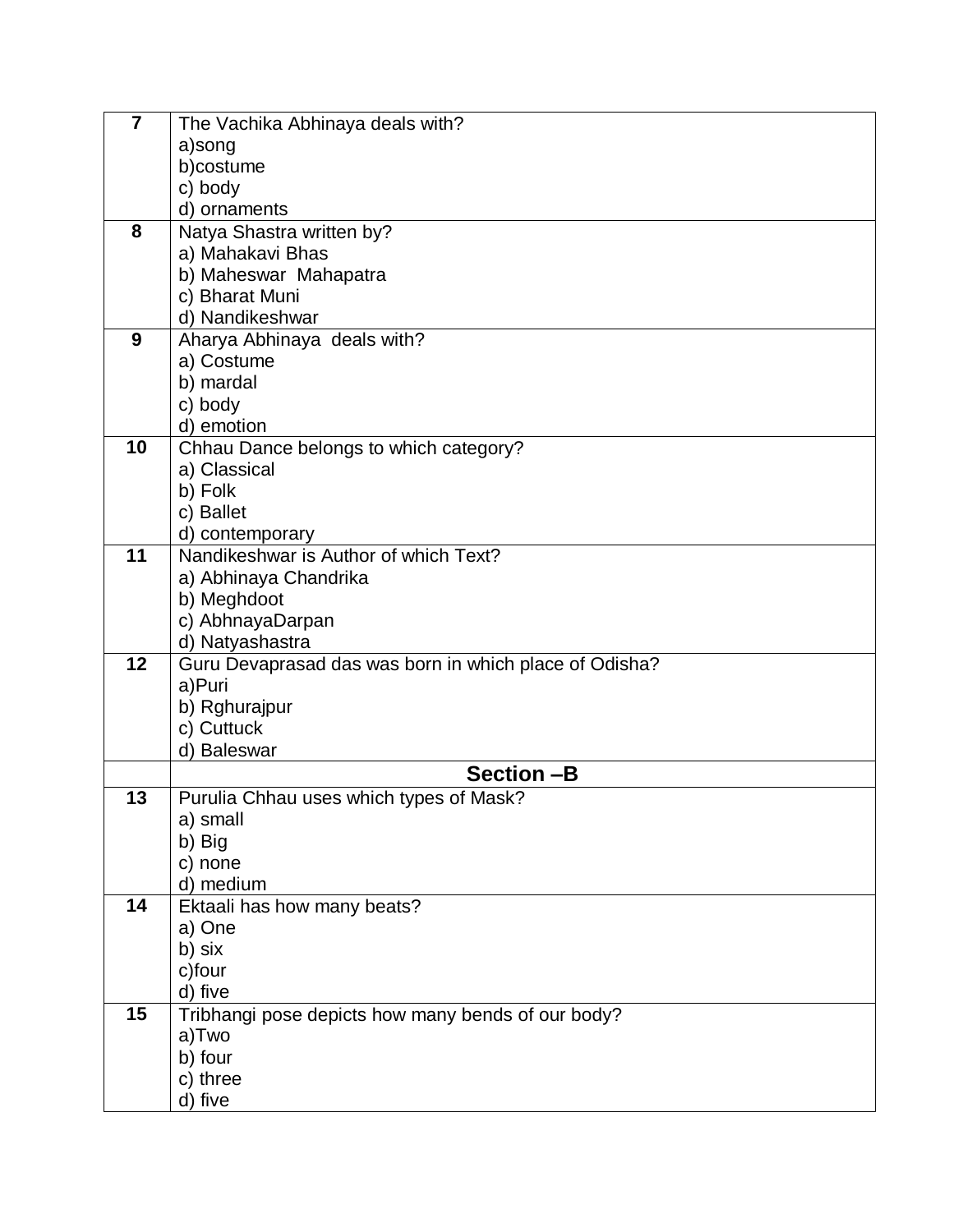| 7 | The Vachika Abhinaya deals with?<br>a)song<br>b)costume<br>c) body<br>d) ornaments |
|---|---|
| 8 | Natya Shastra written by?<br>a) Mahakavi Bhas<br>b) Maheswar Mahapatra<br>c) Bharat Muni<br>d) Nandikeshwar |
| 9 | Aharya Abhinaya deals with?<br>a) Costume<br>b) mardal<br>c) body<br>d) emotion |
| 10 | Chhau Dance belongs to which category?<br>a) Classical<br>b) Folk<br>c) Ballet<br>d) contemporary |
| 11 | Nandikeshwar is Author of which Text?<br>a) Abhinaya Chandrika<br>b) Meghdoot<br>c) AbhnayaDarpan<br>d) Natyashastra |
| 12 | Guru Devaprasad das was born in which place of Odisha?<br>a)Puri<br>b) Rghurajpur<br>c) Cuttuck<br>d) Baleswar |
| | **Section –B** |
| 13 | Purulia Chhau uses which types of Mask?<br>a) small<br>b) Big<br>c) none<br>d) medium |
| 14 | Ektaali has how many beats?<br>a) One<br>b) six<br>c)four<br>d) five |
| 15 | Tribhangi pose depicts how many bends of our body?<br>a)Two<br>b) four<br>c) three<br>d) five |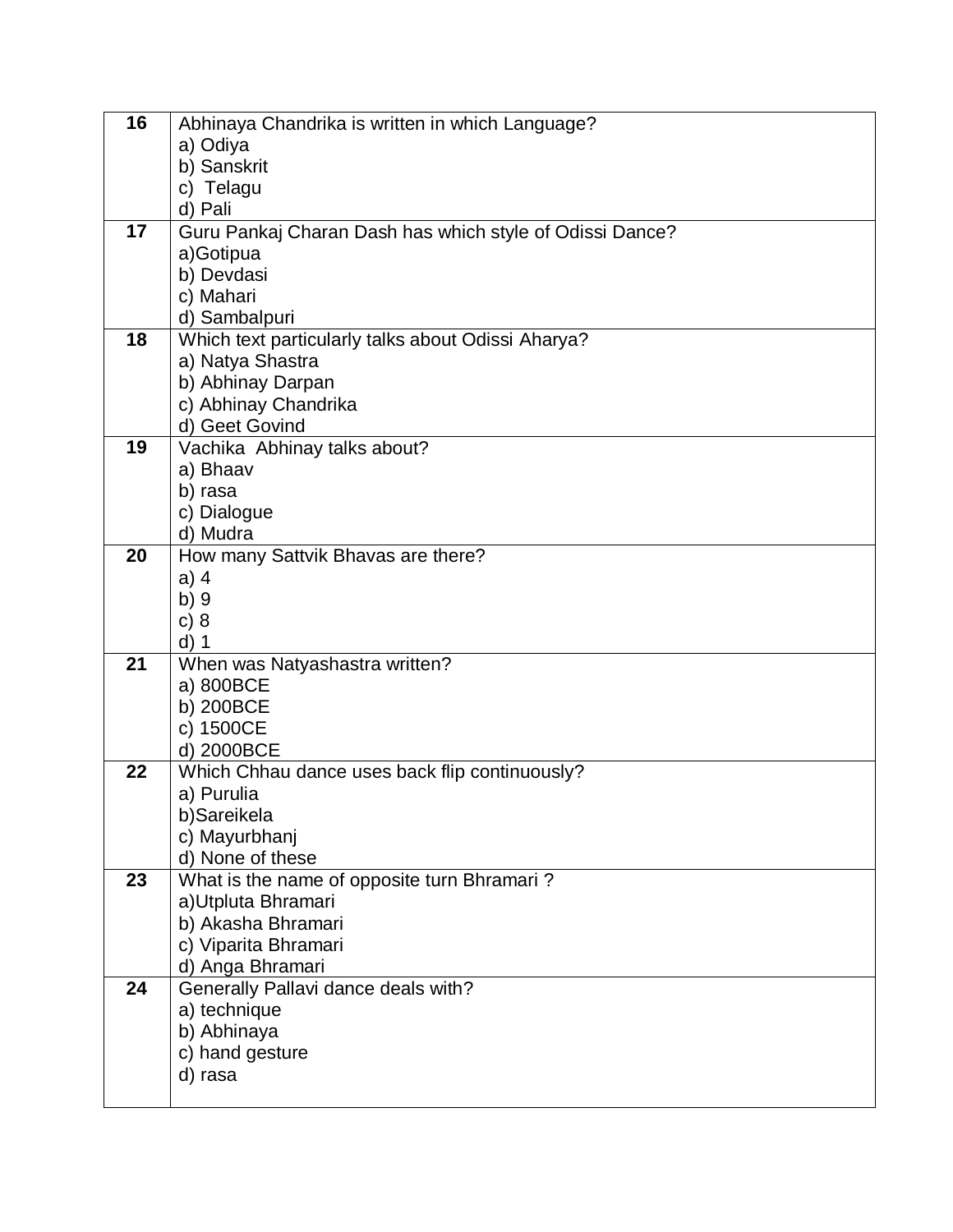| 16 | Abhinaya Chandrika is written in which Language?<br>a) Odiya<br>b) Sanskrit<br>c) Telagu<br>d) Pali |
|---|---|
| 17 | Guru Pankaj Charan Dash has which style of Odissi Dance?<br>a)Gotipua<br>b) Devdasi<br>c) Mahari<br>d) Sambalpuri |
| 18 | Which text particularly talks about Odissi Aharya?<br>a) Natya Shastra<br>b) Abhinay Darpan<br>c) Abhinay Chandrika<br>d) Geet Govind |
| 19 | Vachika Abhinay talks about?<br>a) Bhaav<br>b) rasa<br>c) Dialogue<br>d) Mudra |
| 20 | How many Sattvik Bhavas are there?<br>a) 4<br>b) 9<br>c) 8<br>d) 1 |
| 21 | When was Natyashastra written?<br>a) 800BCE<br>b) 200BCE<br>c) 1500CE<br>d) 2000BCE |
| 22 | Which Chhau dance uses back flip continuously?<br>a) Purulia<br>b)Sareikela<br>c) Mayurbhanj<br>d) None of these |
| 23 | What is the name of opposite turn Bhramari ?<br>a)Utpluta Bhramari<br>b) Akasha Bhramari<br>c) Viparita Bhramari<br>d) Anga Bhramari |
| 24 | Generally Pallavi dance deals with?<br>a) technique<br>b) Abhinaya<br>c) hand gesture<br>d) rasa |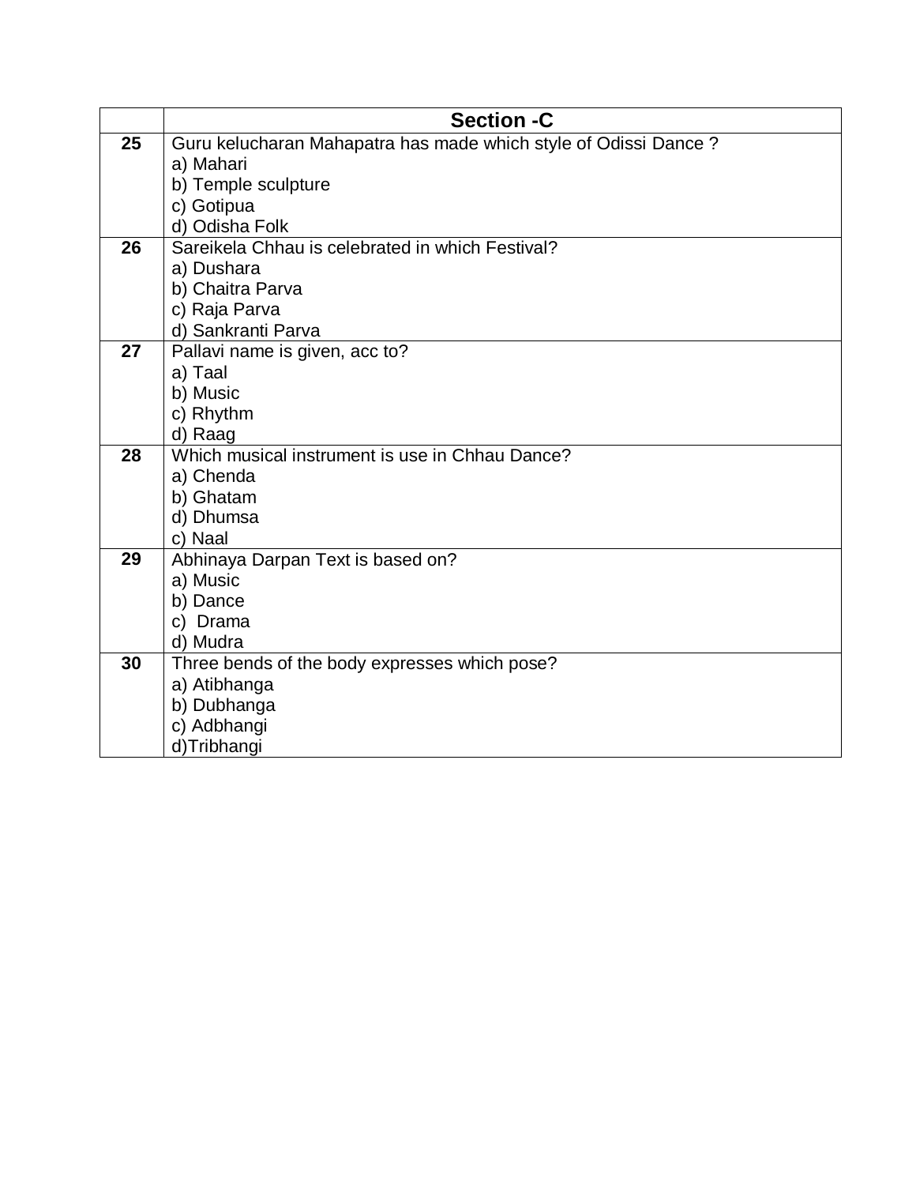| | Section -C |
|---|---|
| 25 | Guru kelucharan Mahapatra has made which style of Odissi Dance ?<br>a) Mahari<br>b) Temple sculpture<br>c) Gotipua<br>d) Odisha Folk |
| 26 | Sareikela Chhau is celebrated in which Festival?<br>a) Dushara<br>b) Chaitra Parva<br>c) Raja Parva<br>d) Sankranti Parva |
| 27 | Pallavi name is given, acc to?<br>a) Taal<br>b) Music<br>c) Rhythm<br>d) Raag |
| 28 | Which musical instrument is use in Chhau Dance?<br>a) Chenda<br>b) Ghatam<br>d) Dhumsa<br>c) Naal |
| 29 | Abhinaya Darpan Text is based on?<br>a) Music<br>b) Dance<br>c) Drama<br>d) Mudra |
| 30 | Three bends of the body expresses which pose?<br>a) Atibhanga<br>b) Dubhanga<br>c) Adbhangi<br>d)Tribhangi |